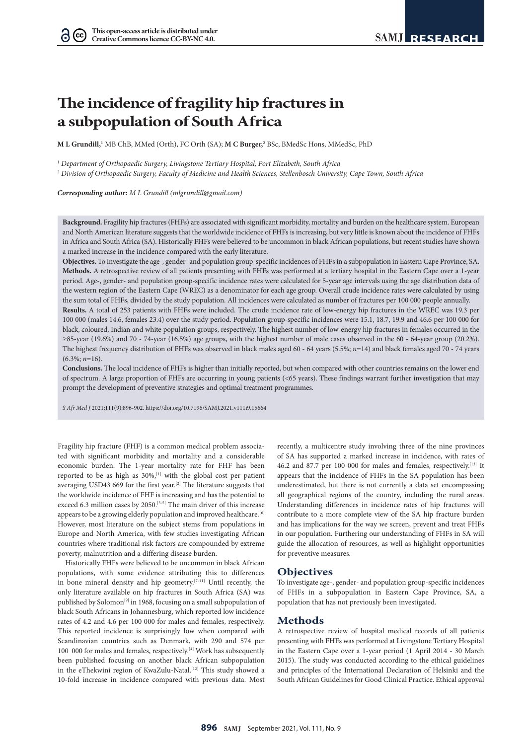# The incidence of fragility hip fractures in a subpopulation of South Africa

**M L Grundill,**[1] MB ChB, MMed (Orth), FC Orth (SA); **M C Burger,**[2] BSc, BMedSc Hons, MMedSc, PhD

[1] *Department of Orthopaedic Surgery, Livingstone Tertiary Hospital, Port Elizabeth, South Africa*

[2] *Division of Orthopaedic Surgery, Faculty of Medicine and Health Sciences, Stellenbosch University, Cape Town, South Africa*

***Corresponding author:*** *M L Grundill (mlgrundill@gmail.com)*

**Background.** Fragility hip fractures (FHFs) are associated with significant morbidity, mortality and burden on the healthcare system. European and North American literature suggests that the worldwide incidence of FHFs is increasing, but very little is known about the incidence of FHFs in Africa and South Africa (SA). Historically FHFs were believed to be uncommon in black African populations, but recent studies have shown a marked increase in the incidence compared with the early literature.

**Objectives.** To investigate the age-, gender- and population group-specific incidences of FHFs in a subpopulation in Eastern Cape Province, SA.

**Methods.** A retrospective review of all patients presenting with FHFs was performed at a tertiary hospital in the Eastern Cape over a 1-year period. Age-, gender- and population group-specific incidence rates were calculated for 5-year age intervals using the age distribution data of the western region of the Eastern Cape (WREC) as a denominator for each age group. Overall crude incidence rates were calculated by using the sum total of FHFs, divided by the study population. All incidences were calculated as number of fractures per 100 000 people annually.

**Results.** A total of 253 patients with FHFs were included. The crude incidence rate of low-energy hip fractures in the WREC was 19.3 per 100 000 (males 14.6, females 23.4) over the study period. Population group-specific incidences were 15.1, 18.7, 19.9 and 46.6 per 100 000 for black, coloured, Indian and white population groups, respectively. The highest number of low-energy hip fractures in females occurred in the ≥85-year (19.6%) and 70 - 74-year (16.5%) age groups, with the highest number of male cases observed in the 60 - 64-year group (20.2%). The highest frequency distribution of FHFs was observed in black males aged 60 - 64 years (5.5%; *n*=14) and black females aged 70 - 74 years (6.3%; *n*=16).

**Conclusions.** The local incidence of FHFs is higher than initially reported, but when compared with other countries remains on the lower end of spectrum. A large proportion of FHFs are occurring in young patients (<65 years). These findings warrant further investigation that may prompt the development of preventive strategies and optimal treatment programmes.

*S Afr Med J* 2021;111(9):896-902. https://doi.org/10.7196/SAMJ.2021.v111i9.15664

Fragility hip fracture (FHF) is a common medical problem associated with significant morbidity and mortality and a considerable economic burden. The 1-year mortality rate for FHF has been reported to be as high as 30%,[1] with the global cost per patient averaging USD43 669 for the first year.[2] The literature suggests that the worldwide incidence of FHF is increasing and has the potential to exceed 6.3 million cases by 2050.[3-5] The main driver of this increase appears to be a growing elderly population and improved healthcare.[6] However, most literature on the subject stems from populations in Europe and North America, with few studies investigating African countries where traditional risk factors are compounded by extreme poverty, malnutrition and a differing disease burden.

Historically FHFs were believed to be uncommon in black African populations, with some evidence attributing this to differences in bone mineral density and hip geometry.[7-11] Until recently, the only literature available on hip fractures in South Africa (SA) was published by Solomon[9] in 1968, focusing on a small subpopulation of black South Africans in Johannesburg, which reported low incidence rates of 4.2 and 4.6 per 100 000 for males and females, respectively. This reported incidence is surprisingly low when compared with Scandinavian countries such as Denmark, with 290 and 574 per 100 000 for males and females, respectively.[4] Work has subsequently been published focusing on another black African subpopulation in the eThekwini region of KwaZulu-Natal.[12] This study showed a 10-fold increase in incidence compared with previous data. Most recently, a multicentre study involving three of the nine provinces of SA has supported a marked increase in incidence, with rates of 46.2 and 87.7 per 100 000 for males and females, respectively.[13] It appears that the incidence of FHFs in the SA population has been underestimated, but there is not currently a data set encompassing all geographical regions of the country, including the rural areas. Understanding differences in incidence rates of hip fractures will contribute to a more complete view of the SA hip fracture burden and has implications for the way we screen, prevent and treat FHFs in our population. Furthering our understanding of FHFs in SA will guide the allocation of resources, as well as highlight opportunities for preventive measures.

## Objectives

To investigate age-, gender- and population group-specific incidences of FHFs in a subpopulation in Eastern Cape Province, SA, a population that has not previously been investigated.

## Methods

A retrospective review of hospital medical records of all patients presenting with FHFs was performed at Livingstone Tertiary Hospital in the Eastern Cape over a 1-year period (1 April 2014 - 30 March 2015). The study was conducted according to the ethical guidelines and principles of the International Declaration of Helsinki and the South African Guidelines for Good Clinical Practice. Ethical approval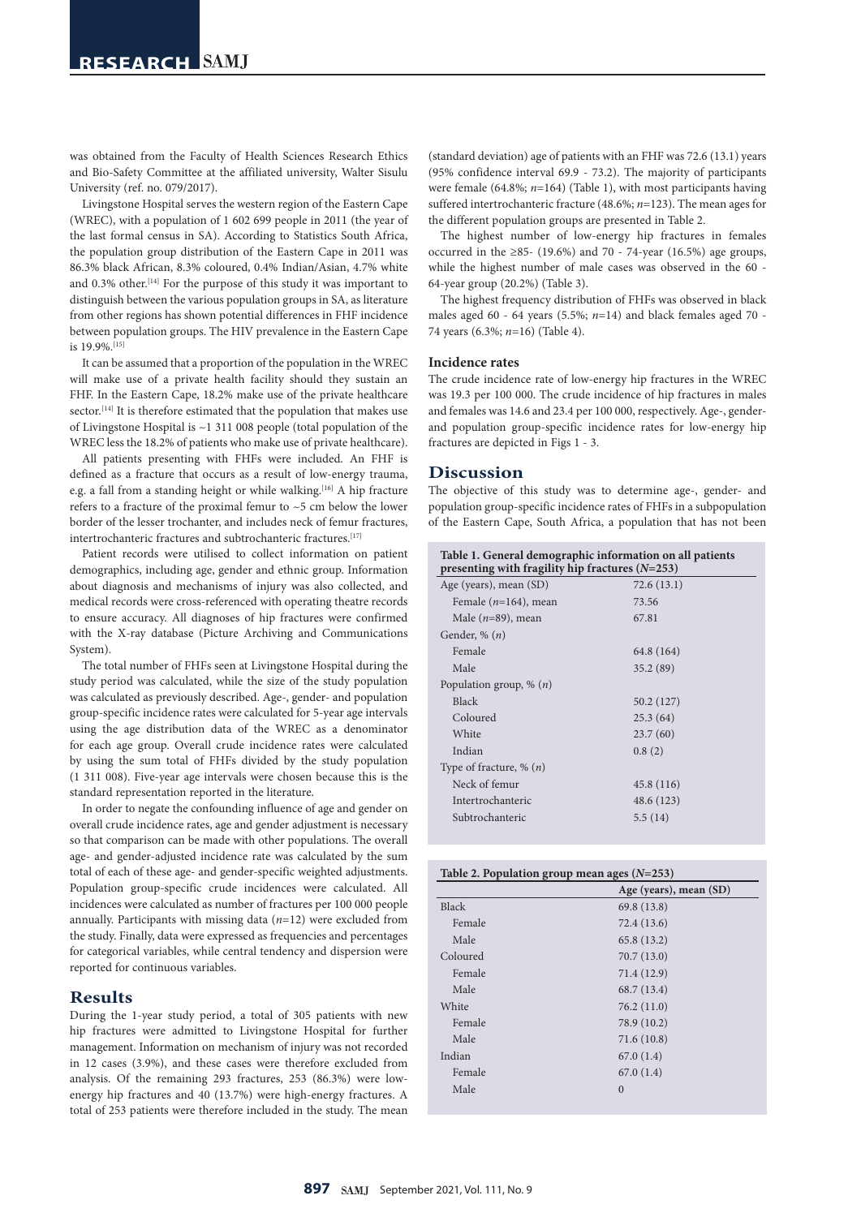was obtained from the Faculty of Health Sciences Research Ethics and Bio-Safety Committee at the affiliated university, Walter Sisulu University (ref. no. 079/2017).

Livingstone Hospital serves the western region of the Eastern Cape (WREC), with a population of 1 602 699 people in 2011 (the year of the last formal census in SA). According to Statistics South Africa, the population group distribution of the Eastern Cape in 2011 was 86.3% black African, 8.3% coloured, 0.4% Indian/Asian, 4.7% white and 0.3% other.[14] For the purpose of this study it was important to distinguish between the various population groups in SA, as literature from other regions has shown potential differences in FHF incidence between population groups. The HIV prevalence in the Eastern Cape is 19.9%.[15]

It can be assumed that a proportion of the population in the WREC will make use of a private health facility should they sustain an FHF. In the Eastern Cape, 18.2% make use of the private healthcare sector.[14] It is therefore estimated that the population that makes use of Livingstone Hospital is ~1 311 008 people (total population of the WREC less the 18.2% of patients who make use of private healthcare).

All patients presenting with FHFs were included. An FHF is defined as a fracture that occurs as a result of low-energy trauma, e.g. a fall from a standing height or while walking.[16] A hip fracture refers to a fracture of the proximal femur to ~5 cm below the lower border of the lesser trochanter, and includes neck of femur fractures, intertrochanteric fractures and subtrochanteric fractures.[17]

Patient records were utilised to collect information on patient demographics, including age, gender and ethnic group. Information about diagnosis and mechanisms of injury was also collected, and medical records were cross-referenced with operating theatre records to ensure accuracy. All diagnoses of hip fractures were confirmed with the X-ray database (Picture Archiving and Communications System).

The total number of FHFs seen at Livingstone Hospital during the study period was calculated, while the size of the study population was calculated as previously described. Age-, gender- and population group-specific incidence rates were calculated for 5-year age intervals using the age distribution data of the WREC as a denominator for each age group. Overall crude incidence rates were calculated by using the sum total of FHFs divided by the study population (1 311 008). Five-year age intervals were chosen because this is the standard representation reported in the literature.

In order to negate the confounding influence of age and gender on overall crude incidence rates, age and gender adjustment is necessary so that comparison can be made with other populations. The overall age- and gender-adjusted incidence rate was calculated by the sum total of each of these age- and gender-specific weighted adjustments. Population group-specific crude incidences were calculated. All incidences were calculated as number of fractures per 100 000 people annually. Participants with missing data ($n$=12) were excluded from the study. Finally, data were expressed as frequencies and percentages for categorical variables, while central tendency and dispersion were reported for continuous variables.

## Results

During the 1-year study period, a total of 305 patients with new hip fractures were admitted to Livingstone Hospital for further management. Information on mechanism of injury was not recorded in 12 cases (3.9%), and these cases were therefore excluded from analysis. Of the remaining 293 fractures, 253 (86.3%) were low-energy hip fractures and 40 (13.7%) were high-energy fractures. A total of 253 patients were therefore included in the study. The mean (standard deviation) age of patients with an FHF was 72.6 (13.1) years (95% confidence interval 69.9 - 73.2). The majority of participants were female (64.8%; $n$=164) (Table 1), with most participants having suffered intertrochanteric fracture (48.6%; $n$=123). The mean ages for the different population groups are presented in Table 2.

The highest number of low-energy hip fractures in females occurred in the ≥85- (19.6%) and 70 - 74-year (16.5%) age groups, while the highest number of male cases was observed in the 60 - 64-year group (20.2%) (Table 3).

The highest frequency distribution of FHFs was observed in black males aged 60 - 64 years (5.5%; $n$=14) and black females aged 70 - 74 years (6.3%; $n$=16) (Table 4).

### Incidence rates

The crude incidence rate of low-energy hip fractures in the WREC was 19.3 per 100 000. The crude incidence of hip fractures in males and females was 14.6 and 23.4 per 100 000, respectively. Age-, gender- and population group-specific incidence rates for low-energy hip fractures are depicted in Figs 1 - 3.

## Discussion

The objective of this study was to determine age-, gender- and population group-specific incidence rates of FHFs in a subpopulation of the Eastern Cape, South Africa, a population that has not been

**Table 1. General demographic information on all patients presenting with fragility hip fractures ($N$=253)**

| | |
|---|---|
| Age (years), mean (SD) | 72.6 (13.1) |
| Female ($n$=164), mean | 73.56 |
| Male ($n$=89), mean | 67.81 |
| Gender, % ($n$) | |
| Female | 64.8 (164) |
| Male | 35.2 (89) |
| Population group, % ($n$) | |
| Black | 50.2 (127) |
| Coloured | 25.3 (64) |
| White | 23.7 (60) |
| Indian | 0.8 (2) |
| Type of fracture, % ($n$) | |
| Neck of femur | 45.8 (116) |
| Intertrochanteric | 48.6 (123) |
| Subtrochanteric | 5.5 (14) |

**Table 2. Population group mean ages ($N$=253)**

| | Age (years), mean (SD) |
|---|---|
| Black | 69.8 (13.8) |
| Female | 72.4 (13.6) |
| Male | 65.8 (13.2) |
| Coloured | 70.7 (13.0) |
| Female | 71.4 (12.9) |
| Male | 68.7 (13.4) |
| White | 76.2 (11.0) |
| Female | 78.9 (10.2) |
| Male | 71.6 (10.8) |
| Indian | 67.0 (1.4) |
| Female | 67.0 (1.4) |
| Male | 0 |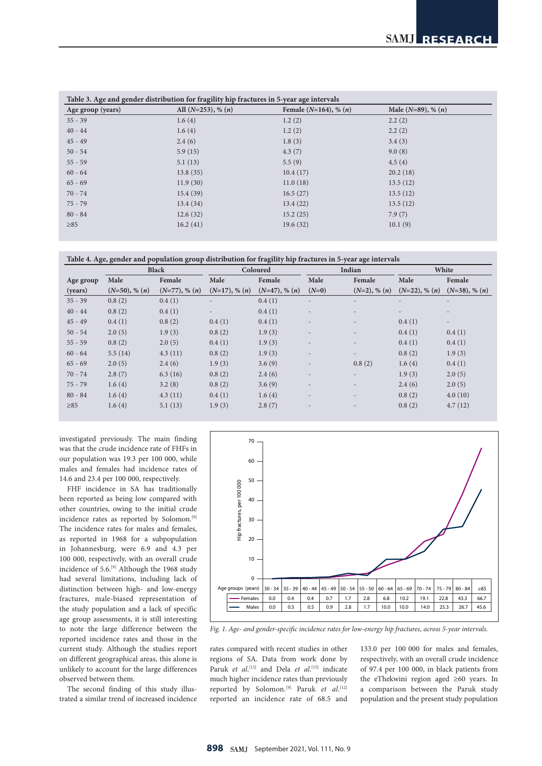**Table 3. Age and gender distribution for fragility hip fractures in 5-year age intervals**

| Age group (years) | All (*N*=253), % (*n*) | Female (*N*=164), % (*n*) | Male (*N*=89), % (*n*) |
|---|---|---|---|
| 35 - 39 | 1.6 (4) | 1.2 (2) | 2.2 (2) |
| 40 - 44 | 1.6 (4) | 1.2 (2) | 2.2 (2) |
| 45 - 49 | 2.4 (6) | 1.8 (3) | 3.4 (3) |
| 50 - 54 | 5.9 (15) | 4.3 (7) | 9.0 (8) |
| 55 - 59 | 5.1 (13) | 5.5 (9) | 4.5 (4) |
| 60 - 64 | 13.8 (35) | 10.4 (17) | 20.2 (18) |
| 65 - 69 | 11.9 (30) | 11.0 (18) | 13.5 (12) |
| 70 - 74 | 15.4 (39) | 16.5 (27) | 13.5 (12) |
| 75 - 79 | 13.4 (34) | 13.4 (22) | 13.5 (12) |
| 80 - 84 | 12.6 (32) | 15.2 (25) | 7.9 (7) |
| ≥85 | 16.2 (41) | 19.6 (32) | 10.1 (9) |

**Table 4. Age, gender and population group distribution for fragility hip fractures in 5-year age intervals**

| | Black | | Coloured | | Indian | | White | |
|---|---|---|---|---|---|---|---|---|
| Age group (years) | Male (*N*=50), % (*n*) | Female (*N*=77), % (*n*) | Male (*N*=17), % (*n*) | Female (*N*=47), % (*n*) | Male (*N*=0) | Female (*N*=2), % (*n*) | Male (*N*=22), % (*n*) | Female (*N*=38), % (*n*) |
| 35 - 39 | 0.8 (2) | 0.4 (1) | - | 0.4 (1) | - | - | - | - |
| 40 - 44 | 0.8 (2) | 0.4 (1) | - | 0.4 (1) | - | - | - | - |
| 45 - 49 | 0.4 (1) | 0.8 (2) | 0.4 (1) | 0.4 (1) | - | - | 0.4 (1) | - |
| 50 - 54 | 2.0 (5) | 1.9 (3) | 0.8 (2) | 1.9 (3) | - | - | 0.4 (1) | 0.4 (1) |
| 55 - 59 | 0.8 (2) | 2.0 (5) | 0.4 (1) | 1.9 (3) | - | - | 0.4 (1) | 0.4 (1) |
| 60 - 64 | 5.5 (14) | 4.3 (11) | 0.8 (2) | 1.9 (3) | - | - | 0.8 (2) | 1.9 (3) |
| 65 - 69 | 2.0 (5) | 2.4 (6) | 1.9 (3) | 3.6 (9) | - | 0.8 (2) | 1.6 (4) | 0.4 (1) |
| 70 - 74 | 2.8 (7) | 6.3 (16) | 0.8 (2) | 2.4 (6) | - | - | 1.9 (3) | 2.0 (5) |
| 75 - 79 | 1.6 (4) | 3.2 (8) | 0.8 (2) | 3.6 (9) | - | - | 2.4 (6) | 2.0 (5) |
| 80 - 84 | 1.6 (4) | 4.3 (11) | 0.4 (1) | 1.6 (4) | - | - | 0.8 (2) | 4.0 (10) |
| ≥85 | 1.6 (4) | 5.1 (13) | 1.9 (3) | 2.8 (7) | - | - | 0.8 (2) | 4.7 (12) |

investigated previously. The main finding was that the crude incidence rate of FHFs in our population was 19.3 per 100 000, while males and females had incidence rates of 14.6 and 23.4 per 100 000, respectively.

FHF incidence in SA has traditionally been reported as being low compared with other countries, owing to the initial crude incidence rates as reported by Solomon.[9] The incidence rates for males and females, as reported in 1968 for a subpopulation in Johannesburg, were 6.9 and 4.3 per 100 000, respectively, with an overall crude incidence of 5.6.[9] Although the 1968 study had several limitations, including lack of distinction between high- and low-energy fractures, male-biased representation of the study population and a lack of specific age group assessments, it is still interesting to note the large difference between the reported incidence rates and those in the current study. Although the studies report on different geographical areas, this alone is unlikely to account for the large differences observed between them.

The second finding of this study illustrated a similar trend of increased incidence rates compared with recent studies in other regions of SA. Data from work done by Paruk *et al.*[12] and Dela *et al.*[13] indicate much higher incidence rates than previously reported by Solomon.[9] Paruk *et al.*[12] reported an incidence rate of 68.5 and 133.0 per 100 000 for males and females, respectively, with an overall crude incidence of 97.4 per 100 000, in black patients from the eThekwini region aged ≥60 years. In a comparison between the Paruk study population and the present study population

| Age groups (years) | 30 - 34 | 35 - 39 | 40 - 44 | 45 - 49 | 50 - 54 | 55 - 50 | 60 - 64 | 65 - 69 | 70 - 74 | 75 - 79 | 80 - 84 | ≥85 |
|---|---|---|---|---|---|---|---|---|---|---|---|---|
| Females | 0.0 | 0.4 | 0.4 | 0.7 | 1.7 | 2.8 | 6.8 | 10.2 | 19.1 | 22.8 | 43.3 | 66.7 |
| Males | 0.0 | 0.5 | 0.5 | 0.9 | 2.8 | 1.7 | 10.0 | 10.0 | 14.0 | 25.3 | 26.7 | 45.6 |

*Fig. 1. Age- and gender-specific incidence rates for low-energy hip fractures, across 5-year intervals.*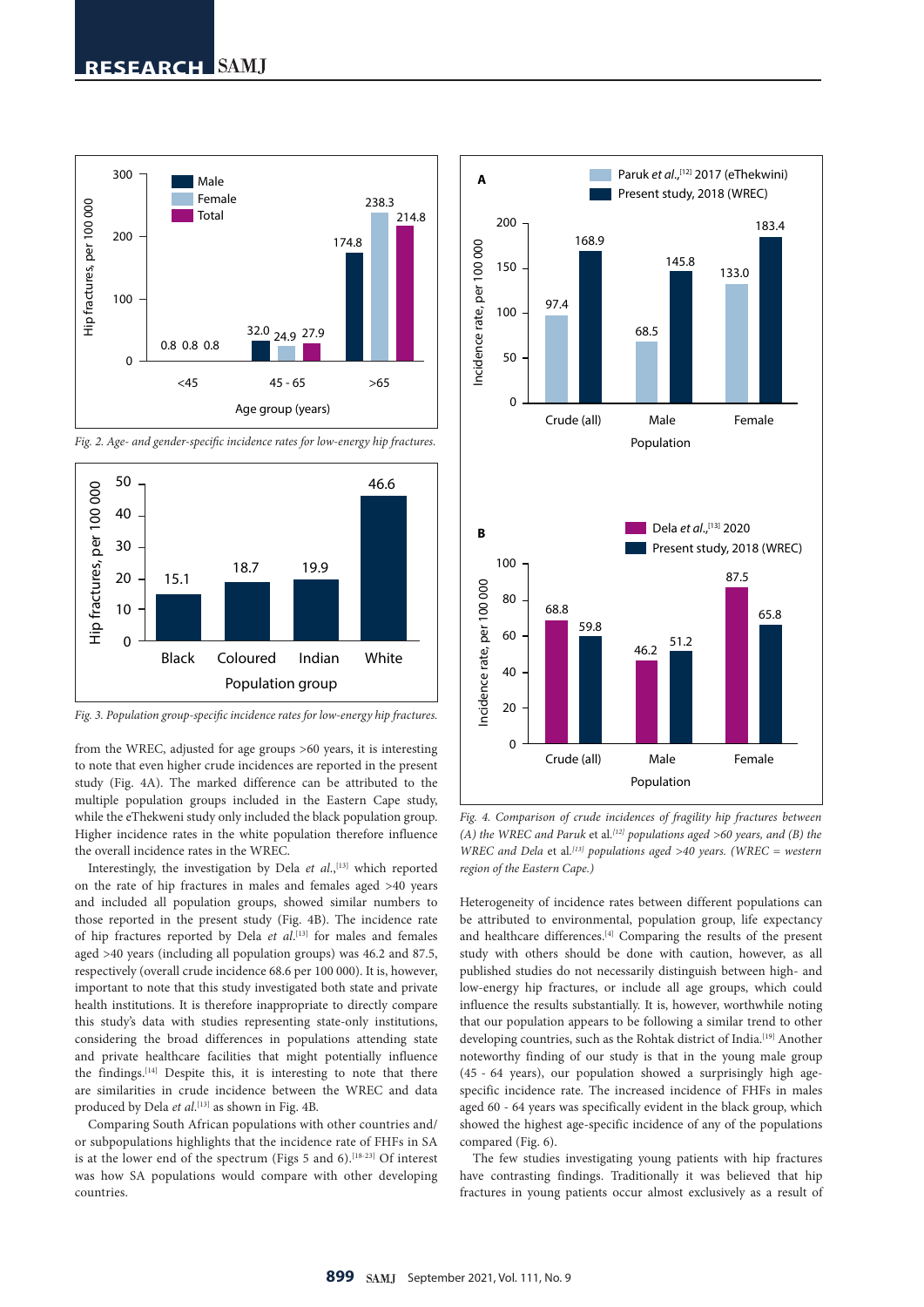Fig. 2. Age- and gender-specific incidence rates for low-energy hip fractures.

Fig. 3. Population group-specific incidence rates for low-energy hip fractures.

from the WREC, adjusted for age groups >60 years, it is interesting to note that even higher crude incidences are reported in the present study (Fig. 4A). The marked difference can be attributed to the multiple population groups included in the Eastern Cape study, while the eThekweni study only included the black population group. Higher incidence rates in the white population therefore influence the overall incidence rates in the WREC.

Interestingly, the investigation by Dela *et al.*,[13] which reported on the rate of hip fractures in males and females aged >40 years and included all population groups, showed similar numbers to those reported in the present study (Fig. 4B). The incidence rate of hip fractures reported by Dela *et al.*[13] for males and females aged >40 years (including all population groups) was 46.2 and 87.5, respectively (overall crude incidence 68.6 per 100 000). It is, however, important to note that this study investigated both state and private health institutions. It is therefore inappropriate to directly compare this study's data with studies representing state-only institutions, considering the broad differences in populations attending state and private healthcare facilities that might potentially influence the findings.[14] Despite this, it is interesting to note that there are similarities in crude incidence between the WREC and data produced by Dela *et al.*[13] as shown in Fig. 4B.

Comparing South African populations with other countries and/or subpopulations highlights that the incidence rate of FHFs in SA is at the lower end of the spectrum (Figs 5 and 6).[18-23] Of interest was how SA populations would compare with other developing countries.

Fig. 4. Comparison of crude incidences of fragility hip fractures between (A) the WREC and Paruk et al.[12] populations aged >60 years, and (B) the WREC and Dela et al.[13] populations aged >40 years. (WREC = western region of the Eastern Cape.)

Heterogeneity of incidence rates between different populations can be attributed to environmental, population group, life expectancy and healthcare differences.[4] Comparing the results of the present study with others should be done with caution, however, as all published studies do not necessarily distinguish between high- and low-energy hip fractures, or include all age groups, which could influence the results substantially. It is, however, worthwhile noting that our population appears to be following a similar trend to other developing countries, such as the Rohtak district of India.[19] Another noteworthy finding of our study is that in the young male group (45 - 64 years), our population showed a surprisingly high age-specific incidence rate. The increased incidence of FHFs in males aged 60 - 64 years was specifically evident in the black group, which showed the highest age-specific incidence of any of the populations compared (Fig. 6).

The few studies investigating young patients with hip fractures have contrasting findings. Traditionally it was believed that hip fractures in young patients occur almost exclusively as a result of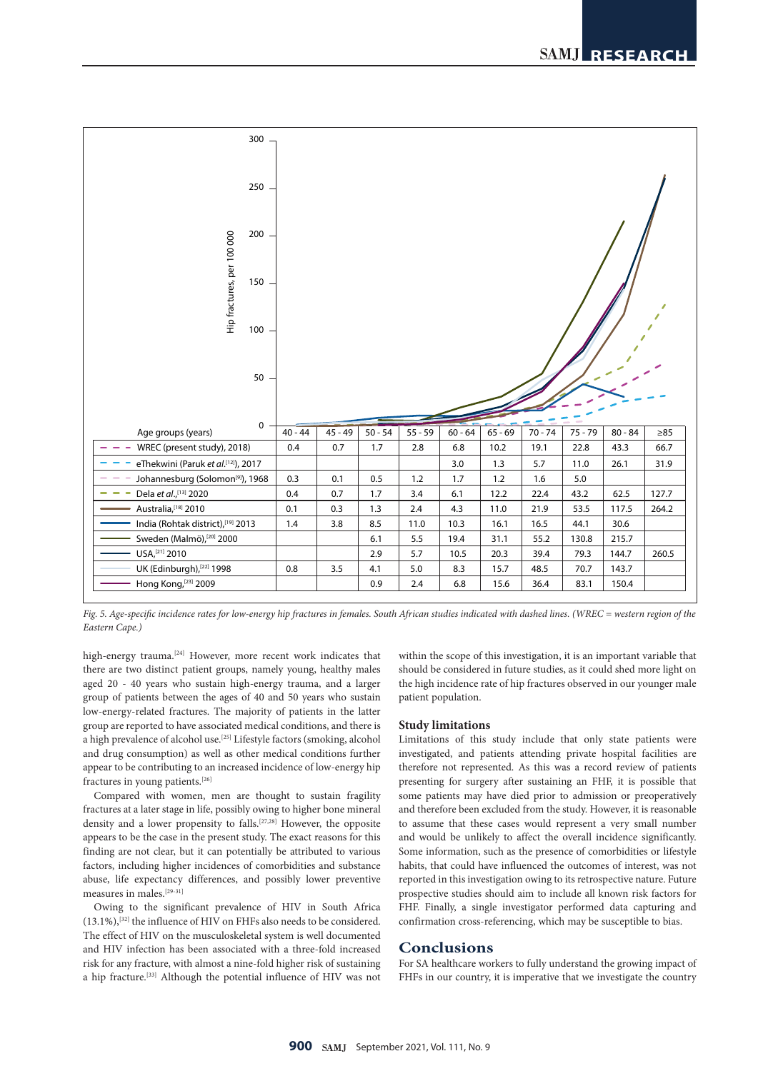| Age groups (years) | 40 - 44 | 45 - 49 | 50 - 54 | 55 - 59 | 60 - 64 | 65 - 69 | 70 - 74 | 75 - 79 | 80 - 84 | ≥85 |
|---|---|---|---|---|---|---|---|---|---|---|
| WREC (present study), 2018 | 0.4 | 0.7 | 1.7 | 2.8 | 6.8 | 10.2 | 19.1 | 22.8 | 43.3 | 66.7 |
| eThekwini (Paruk *et al.*[12]), 2017 | | | | | 3.0 | 1.3 | 5.7 | 11.0 | 26.1 | 31.9 |
| Johannesburg (Solomon[9]), 1968 | 0.3 | 0.1 | 0.5 | 1.2 | 1.7 | 1.2 | 1.6 | 5.0 | | |
| Dela *et al.*,[13] 2020 | 0.4 | 0.7 | 1.7 | 3.4 | 6.1 | 12.2 | 22.4 | 43.2 | 62.5 | 127.7 |
| Australia,[18] 2010 | 0.1 | 0.3 | 1.3 | 2.4 | 4.3 | 11.0 | 21.9 | 53.5 | 117.5 | 264.2 |
| India (Rohtak district),[19] 2013 | 1.4 | 3.8 | 8.5 | 11.0 | 10.3 | 16.1 | 16.5 | 44.1 | 30.6 | |
| Sweden (Malmö),[20] 2000 | | | 6.1 | 5.5 | 19.4 | 31.1 | 55.2 | 130.8 | 215.7 | |
| USA,[21] 2010 | | | 2.9 | 5.7 | 10.5 | 20.3 | 39.4 | 79.3 | 144.7 | 260.5 |
| UK (Edinburgh),[22] 1998 | 0.8 | 3.5 | 4.1 | 5.0 | 8.3 | 15.7 | 48.5 | 70.7 | 143.7 | |
| Hong Kong,[23] 2009 | | | 0.9 | 2.4 | 6.8 | 15.6 | 36.4 | 83.1 | 150.4 | |

*Fig. 5. Age-specific incidence rates for low-energy hip fractures in females. South African studies indicated with dashed lines. (WREC = western region of the Eastern Cape.)*

high-energy trauma.[24] However, more recent work indicates that there are two distinct patient groups, namely young, healthy males aged 20 - 40 years who sustain high-energy trauma, and a larger group of patients between the ages of 40 and 50 years who sustain low-energy-related fractures. The majority of patients in the latter group are reported to have associated medical conditions, and there is a high prevalence of alcohol use.[25] Lifestyle factors (smoking, alcohol and drug consumption) as well as other medical conditions further appear to be contributing to an increased incidence of low-energy hip fractures in young patients.[26]

Compared with women, men are thought to sustain fragility fractures at a later stage in life, possibly owing to higher bone mineral density and a lower propensity to falls.[27,28] However, the opposite appears to be the case in the present study. The exact reasons for this finding are not clear, but it can potentially be attributed to various factors, including higher incidences of comorbidities and substance abuse, life expectancy differences, and possibly lower preventive measures in males.[29-31]

Owing to the significant prevalence of HIV in South Africa (13.1%),[32] the influence of HIV on FHFs also needs to be considered. The effect of HIV on the musculoskeletal system is well documented and HIV infection has been associated with a three-fold increased risk for any fracture, with almost a nine-fold higher risk of sustaining a hip fracture.[33] Although the potential influence of HIV was not within the scope of this investigation, it is an important variable that should be considered in future studies, as it could shed more light on the high incidence rate of hip fractures observed in our younger male patient population.

### Study limitations

Limitations of this study include that only state patients were investigated, and patients attending private hospital facilities are therefore not represented. As this was a record review of patients presenting for surgery after sustaining an FHF, it is possible that some patients may have died prior to admission or preoperatively and therefore been excluded from the study. However, it is reasonable to assume that these cases would represent a very small number and would be unlikely to affect the overall incidence significantly. Some information, such as the presence of comorbidities or lifestyle habits, that could have influenced the outcomes of interest, was not reported in this investigation owing to its retrospective nature. Future prospective studies should aim to include all known risk factors for FHF. Finally, a single investigator performed data capturing and confirmation cross-referencing, which may be susceptible to bias.

## Conclusions

For SA healthcare workers to fully understand the growing impact of FHFs in our country, it is imperative that we investigate the country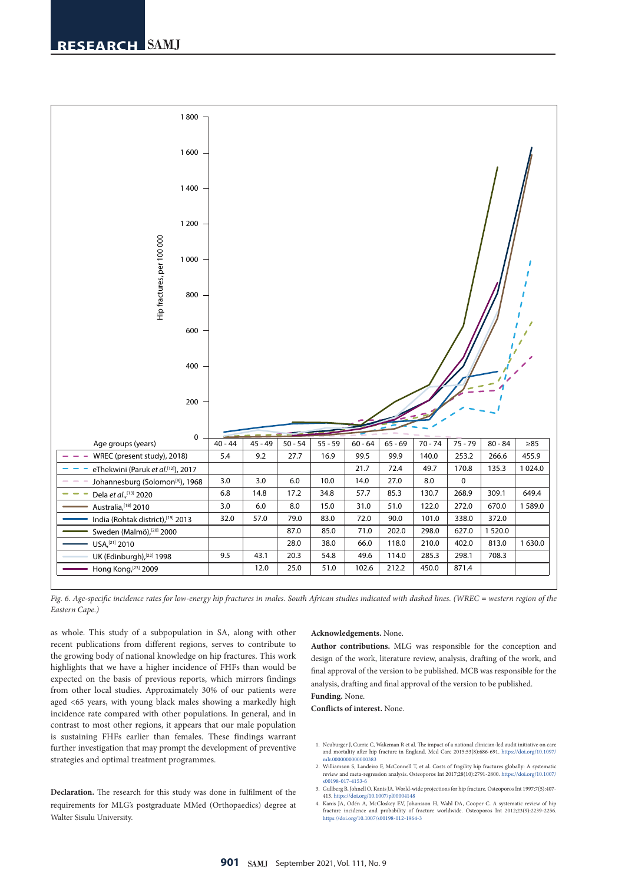| Age groups (years) | 40 - 44 | 45 - 49 | 50 - 54 | 55 - 59 | 60 - 64 | 65 - 69 | 70 - 74 | 75 - 79 | 80 - 84 | ≥85 |
|---|---|---|---|---|---|---|---|---|---|---|
| WREC (present study), 2018 | 5.4 | 9.2 | 27.7 | 16.9 | 99.5 | 99.9 | 140.0 | 253.2 | 266.6 | 455.9 |
| eThekwini (Paruk et al.[12]), 2017 | | | | | 21.7 | 72.4 | 49.7 | 170.8 | 135.3 | 1 024.0 |
| Johannesburg (Solomon[9]), 1968 | 3.0 | 3.0 | 6.0 | 10.0 | 14.0 | 27.0 | 8.0 | 0 | | |
| Dela et al.,[13] 2020 | 6.8 | 14.8 | 17.2 | 34.8 | 57.7 | 85.3 | 130.7 | 268.9 | 309.1 | 649.4 |
| Australia,[18] 2010 | 3.0 | 6.0 | 8.0 | 15.0 | 31.0 | 51.0 | 122.0 | 272.0 | 670.0 | 1 589.0 |
| India (Rohtak district),[19] 2013 | 32.0 | 57.0 | 79.0 | 83.0 | 72.0 | 90.0 | 101.0 | 338.0 | 372.0 | |
| Sweden (Malmö),[20] 2000 | | | 87.0 | 85.0 | 71.0 | 202.0 | 298.0 | 627.0 | 1 520.0 | |
| USA,[21] 2010 | | | 28.0 | 38.0 | 66.0 | 118.0 | 210.0 | 402.0 | 813.0 | 1 630.0 |
| UK (Edinburgh),[22] 1998 | 9.5 | 43.1 | 20.3 | 54.8 | 49.6 | 114.0 | 285.3 | 298.1 | 708.3 | |
| Hong Kong,[23] 2009 | | 12.0 | 25.0 | 51.0 | 102.6 | 212.2 | 450.0 | 871.4 | | |

*Fig. 6. Age-specific incidence rates for low-energy hip fractures in males. South African studies indicated with dashed lines. (WREC = western region of the Eastern Cape.)*

as whole. This study of a subpopulation in SA, along with other recent publications from different regions, serves to contribute to the growing body of national knowledge on hip fractures. This work highlights that we have a higher incidence of FHFs than would be expected on the basis of previous reports, which mirrors findings from other local studies. Approximately 30% of our patients were aged <65 years, with young black males showing a markedly high incidence rate compared with other populations. In general, and in contrast to most other regions, it appears that our male population is sustaining FHFs earlier than females. These findings warrant further investigation that may prompt the development of preventive strategies and optimal treatment programmes.

**Declaration.** The research for this study was done in fulfilment of the requirements for MLG's postgraduate MMed (Orthopaedics) degree at Walter Sisulu University.

**Acknowledgements.** None.

**Author contributions.** MLG was responsible for the conception and design of the work, literature review, analysis, drafting of the work, and final approval of the version to be published. MCB was responsible for the analysis, drafting and final approval of the version to be published.

**Funding.** None.

**Conflicts of interest.** None.

1. Neuburger J, Currie C, Wakeman R et al. The impact of a national clinician-led audit initiative on care and mortality after hip fracture in England. Med Care 2015;53(8):686-691. https://doi.org/10.1097/mlr.0000000000000383
2. Williamson S, Landeiro F, McConnell T, et al. Costs of fragility hip fractures globally: A systematic review and meta-regression analysis. Osteoporos Int 2017;28(10):2791-2800. https://doi.org/10.1007/s00198-017-4153-6
3. Gullberg B, Johnell O, Kanis JA. World-wide projections for hip fracture. Osteoporos Int 1997;7(5):407-413. https://doi.org/10.1007/pl00004148
4. Kanis JA, Odén A, McCloskey EV, Johansson H, Wahl DA, Cooper C. A systematic review of hip fracture incidence and probability of fracture worldwide. Osteoporos Int 2012;23(9):2239-2256. https://doi.org/10.1007/s00198-012-1964-3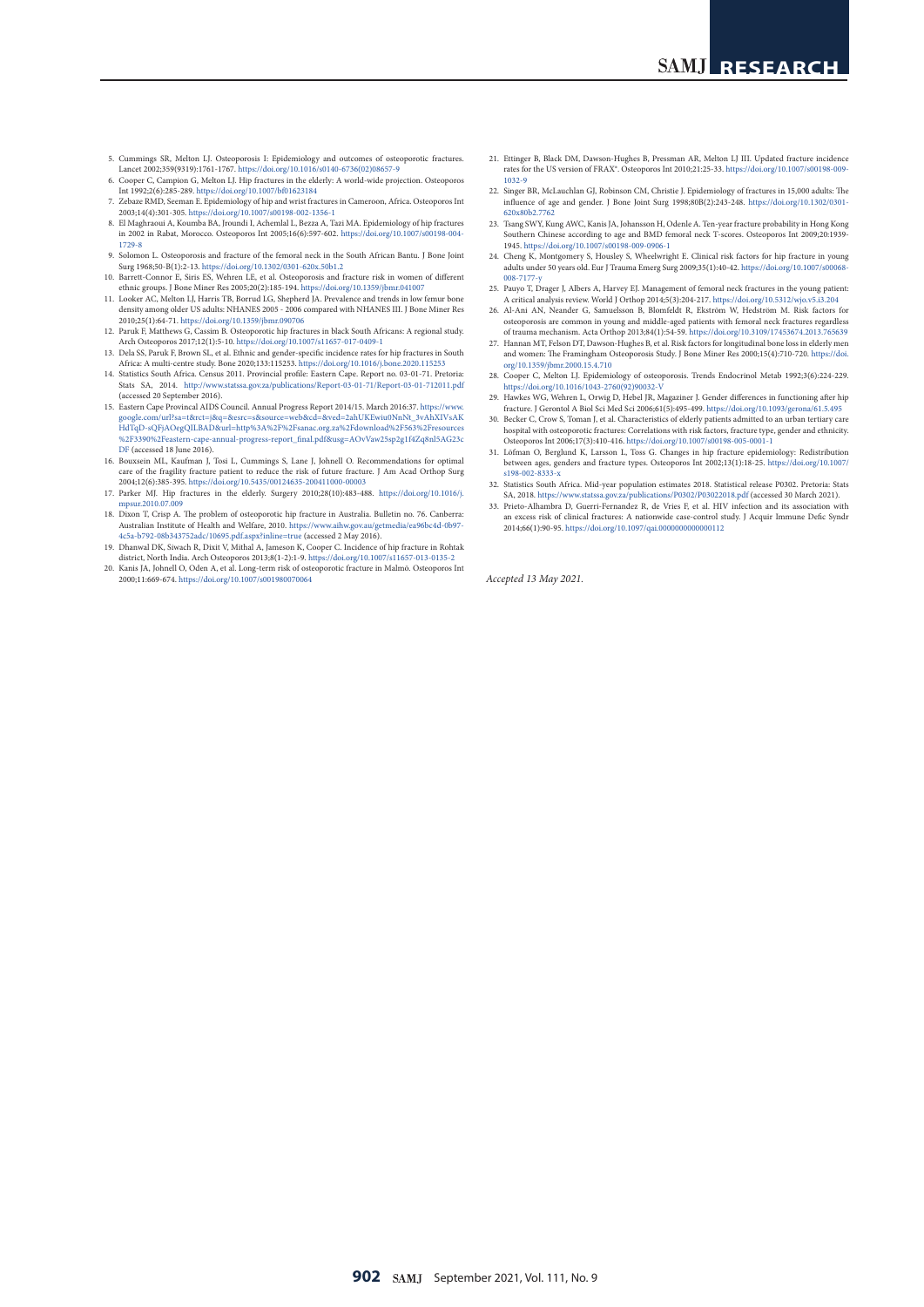5. Cummings SR, Melton LJ. Osteoporosis I: Epidemiology and outcomes of osteoporotic fractures. Lancet 2002;359(9319):1761-1767. https://doi.org/10.1016/s0140-6736(02)08657-9
6. Cooper C, Campion G, Melton LJ. Hip fractures in the elderly: A world-wide projection. Osteoporos Int 1992;2(6):285-289. https://doi.org/10.1007/bf01623184
7. Zebaze RMD, Seeman E. Epidemiology of hip and wrist fractures in Cameroon, Africa. Osteoporos Int 2003;14(4):301-305. https://doi.org/10.1007/s00198-002-1356-1
8. El Maghraoui A, Koumba BA, Jroundi I, Achemlal L, Bezza A, Tazi MA. Epidemiology of hip fractures in 2002 in Rabat, Morocco. Osteoporos Int 2005;16(6):597-602. https://doi.org/10.1007/s00198-004-1729-8
9. Solomon L. Osteoporosis and fracture of the femoral neck in the South African Bantu. J Bone Joint Surg 1968;50-B(1):2-13. https://doi.org/10.1302/0301-620x.50b1.2
10. Barrett-Connor E, Siris ES, Wehren LE, et al. Osteoporosis and fracture risk in women of different ethnic groups. J Bone Miner Res 2005;20(2):185-194. https://doi.org/10.1359/jbmr.041007
11. Looker AC, Melton LJ, Harris TB, Borrud LG, Shepherd JA. Prevalence and trends in low femur bone density among older US adults: NHANES 2005 - 2006 compared with NHANES III. J Bone Miner Res 2010;25(1):64-71. https://doi.org/10.1359/jbmr.090706
12. Paruk F, Matthews G, Cassim B. Osteoporotic hip fractures in black South Africans: A regional study. Arch Osteoporos 2017;12(1):5-10. https://doi.org/10.1007/s11657-017-0409-1
13. Dela SS, Paruk F, Brown SL, et al. Ethnic and gender-specific incidence rates for hip fractures in South Africa: A multi-centre study. Bone 2020;133:115253. https://doi.org/10.1016/j.bone.2020.115253
14. Statistics South Africa. Census 2011. Provincial profile: Eastern Cape. Report no. 03-01-71. Pretoria: Stats SA, 2014. http://www.statssa.gov.za/publications/Report-03-01-71/Report-03-01-712011.pdf (accessed 20 September 2016).
15. Eastern Cape Provincal AIDS Council. Annual Progress Report 2014/15. March 2016:37. https://www.google.com/url?sa=t&rct=j&q=&esrc=s&source=web&cd=&ved=2ahUKEwiu0NnNt_3vAhXIVsAKHdTqD-sQFjAOegQIILBAD&url=http%3A%2F%2Fsanac.org.za%2Fdownload%2F563%2Fresources%2F3390%2Feastern-cape-annual-progress-report_final.pdf&usg=AOvVaw25sp2g1f4Zq8nl5AG23cDF (accessed 18 June 2016).
16. Bouxsein ML, Kaufman J, Tosi L, Cummings S, Lane J, Johnell O. Recommendations for optimal care of the fragility fracture patient to reduce the risk of future fracture. J Am Acad Orthop Surg 2004;12(6):385-395. https://doi.org/10.5435/00124635-200411000-00003
17. Parker MJ. Hip fractures in the elderly. Surgery 2010;28(10):483-488. https://doi.org/10.1016/j.mpsur.2010.07.009
18. Dixon T, Crisp A. The problem of osteoporotic hip fracture in Australia. Bulletin no. 76. Canberra: Australian Institute of Health and Welfare, 2010. https://www.aihw.gov.au/getmedia/ea96bc4d-0b97-4c5a-b792-08b343752adc/10695.pdf.aspx?inline=true (accessed 2 May 2016).
19. Dhanwal DK, Siwach R, Dixit V, Mithal A, Jameson K, Cooper C. Incidence of hip fracture in Rohtak district, North India. Arch Osteoporos 2013;8(1-2):1-9. https://doi.org/10.1007/s11657-013-0135-2
20. Kanis JA, Johnell O, Oden A, et al. Long-term risk of osteoporotic fracture in Malmö. Osteoporos Int 2000;11:669-674. https://doi.org/10.1007/s001980070064
21. Ettinger B, Black DM, Dawson-Hughes B, Pressman AR, Melton LJ III. Updated fracture incidence rates for the US version of FRAX®. Osteoporos Int 2010;21:25-33. https://doi.org/10.1007/s00198-009-1032-9
22. Singer BR, McLauchlan GJ, Robinson CM, Christie J. Epidemiology of fractures in 15,000 adults: The influence of age and gender. J Bone Joint Surg 1998;80B(2):243-248. https://doi.org/10.1302/0301-620x80b2.7762
23. Tsang SWY, Kung AWC, Kanis JA, Johansson H, Odenle A. Ten-year fracture probability in Hong Kong Southern Chinese according to age and BMD femoral neck T-scores. Osteoporos Int 2009;20:1939-1945. https://doi.org/10.1007/s00198-009-0906-1
24. Cheng K, Montgomery S, Housley S, Wheelwright E. Clinical risk factors for hip fracture in young adults under 50 years old. Eur J Trauma Emerg Surg 2009;35(1):40-42. https://doi.org/10.1007/s00068-008-7177-y
25. Pauyo T, Drager J, Albers A, Harvey EJ. Management of femoral neck fractures in the young patient: A critical analysis review. World J Orthop 2014;5(3):204-217. https://doi.org/10.5312/wjo.v5.i3.204
26. Al-Ani AN, Neander G, Samuelsson B, Blomfeldt R, Ekström W, Hedström M. Risk factors for osteoporosis are common in young and middle-aged patients with femoral neck fractures regardless of trauma mechanism. Acta Orthop 2013;84(1):54-59. https://doi.org/10.3109/17453674.2013.765639
27. Hannan MT, Felson DT, Dawson-Hughes B, et al. Risk factors for longitudinal bone loss in elderly men and women: The Framingham Osteoporosis Study. J Bone Miner Res 2000;15(4):710-720. https://doi.org/10.1359/jbmr.2000.15.4.710
28. Cooper C, Melton LJ. Epidemiology of osteoporosis. Trends Endocrinol Metab 1992;3(6):224-229. https://doi.org/10.1016/1043-2760(92)90032-V
29. Hawkes WG, Wehren L, Orwig D, Hebel JR, Magaziner J. Gender differences in functioning after hip fracture. J Gerontol A Biol Sci Med Sci 2006;61(5):495-499. https://doi.org/10.1093/gerona/61.5.495
30. Becker C, Crow S, Toman J, et al. Characteristics of elderly patients admitted to an urban tertiary care hospital with osteoporotic fractures: Correlations with risk factors, fracture type, gender and ethnicity. Osteoporos Int 2006;17(3):410-416. https://doi.org/10.1007/s00198-005-0001-1
31. Löfman O, Berglund K, Larsson L, Toss G. Changes in hip fracture epidemiology: Redistribution between ages, genders and fracture types. Osteoporos Int 2002;13(1):18-25. https://doi.org/10.1007/s198-002-8333-x
32. Statistics South Africa. Mid-year population estimates 2018. Statistical release P0302. Pretoria: Stats SA, 2018. https://www.statssa.gov.za/publications/P0302/P03022018.pdf (accessed 30 March 2021).
33. Prieto-Alhambra D, Guerri-Fernandez R, de Vries F, et al. HIV infection and its association with an excess risk of clinical fractures: A nationwide case-control study. J Acquir Immune Defic Syndr 2014;66(1):90-95. https://doi.org/10.1097/qai.0000000000000112

*Accepted 13 May 2021.*